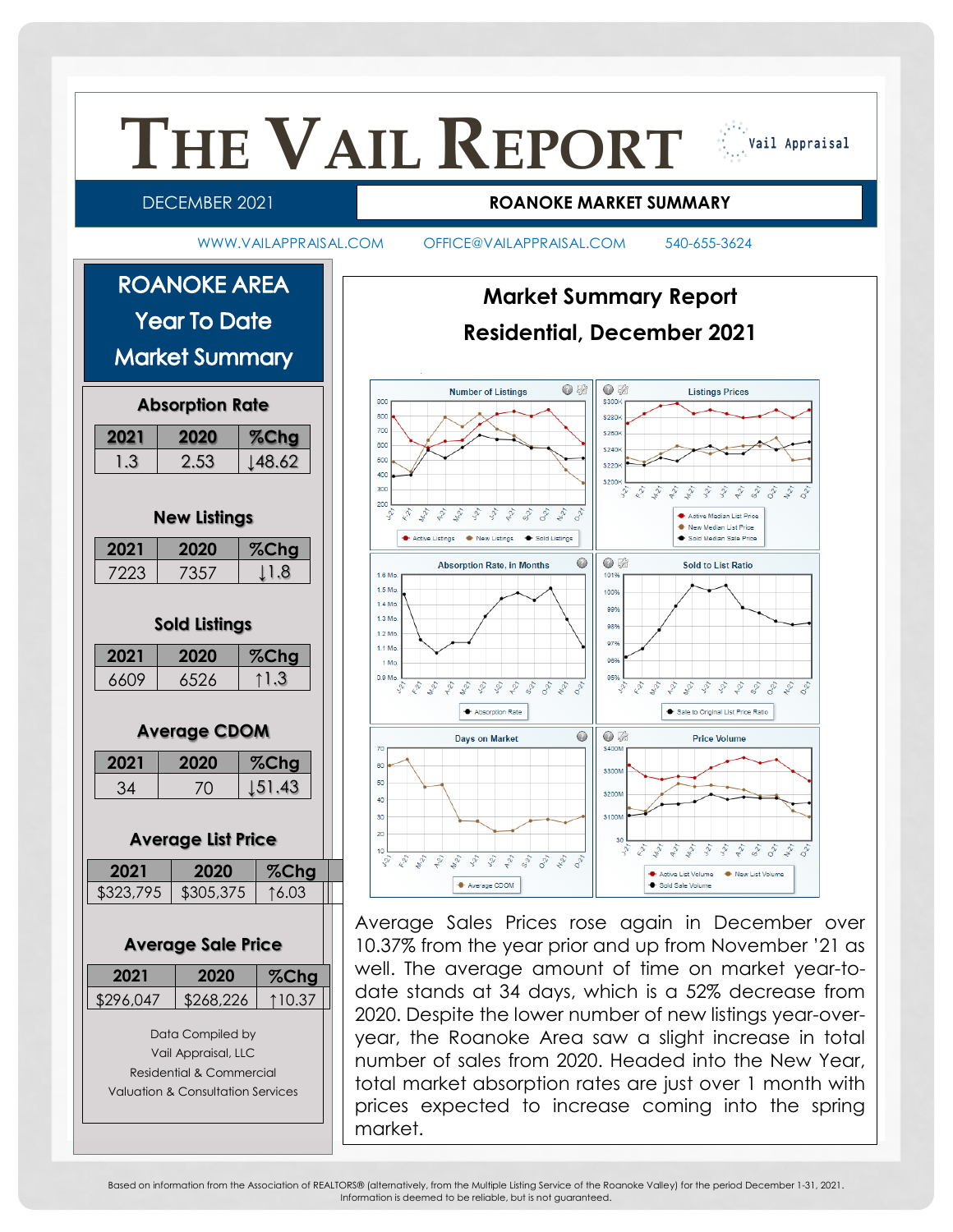# THE VAIL REPORT

Vail Appraisal

DECEMBER 2021 | **ROANOKE MARKET SUMMARY**

WWW.VAILAPPRAISAL.COM    OFFICE@VAILAPPRAISAL.COM    540-655-3624

## ROANOKE AREA Year To Date Market Summary

### Absorption Rate

| 2021 | 2020 | %Chg |
|---|---|---|
| 1.3 | 2.53 | ↓48.62 |

### New Listings

| 2021 | 2020 | %Chg |
|---|---|---|
| 7223 | 7357 | ↓1.8 |

### Sold Listings

| 2021 | 2020 | %Chg |
|---|---|---|
| 6609 | 6526 | ↑1.3 |

### Average CDOM

| 2021 | 2020 | %Chg |
|---|---|---|
| 34 | 70 | ↓51.43 |

### Average List Price

| 2021 | 2020 | %Chg |
|---|---|---|
| $323,795 | $305,375 | ↑6.03 |

### Average Sale Price

| 2021 | 2020 | %Chg |
|---|---|---|
| $296,047 | $268,226 | ↑10.37 |

Data Compiled by
Vail Appraisal, LLC
Residential & Commercial
Valuation & Consultation Services

## Market Summary Report
## Residential, December 2021

Average Sales Prices rose again in December over 10.37% from the year prior and up from November '21 as well. The average amount of time on market year-to-date stands at 34 days, which is a 52% decrease from 2020. Despite the lower number of new listings year-over-year, the Roanoke Area saw a slight increase in total number of sales from 2020. Headed into the New Year, total market absorption rates are just over 1 month with prices expected to increase coming into the spring market.

Based on information from the Association of REALTORS® (alternatively, from the Multiple Listing Service of the Roanoke Valley) for the period December 1-31, 2021. Information is deemed to be reliable, but is not guaranteed.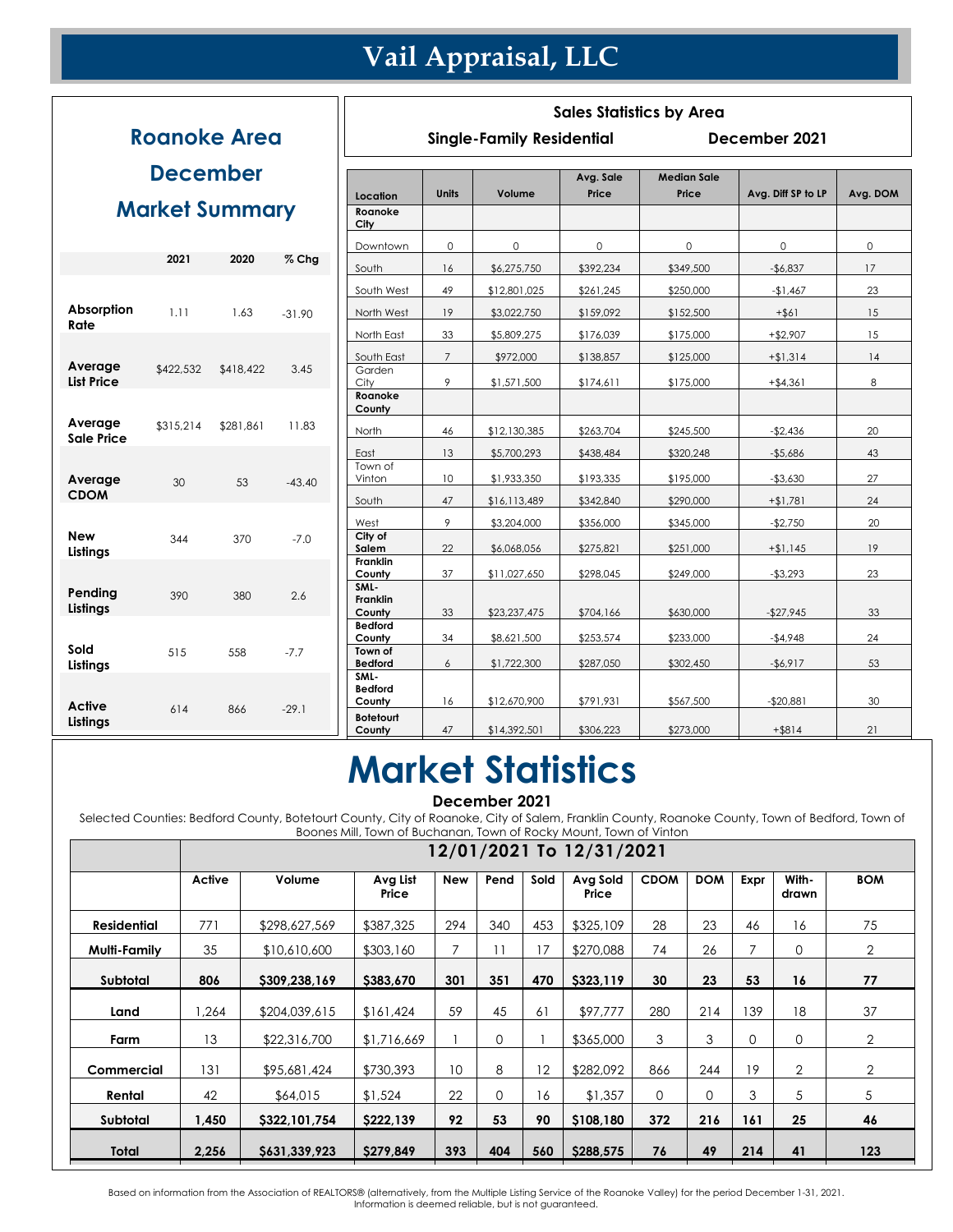# Vail Appraisal, LLC

## Roanoke Area December Market Summary

| | 2021 | 2020 | % Chg |
|---|---|---|---|
| Absorption Rate | 1.11 | 1.63 | -31.90 |
| Average List Price | $422,532 | $418,422 | 3.45 |
| Average Sale Price | $315,214 | $281,861 | 11.83 |
| Average CDOM | 30 | 53 | -43.40 |
| New Listings | 344 | 370 | -7.0 |
| Pending Listings | 390 | 380 | 2.6 |
| Sold Listings | 515 | 558 | -7.7 |
| Active Listings | 614 | 866 | -29.1 |

## Sales Statistics by Area

**Single-Family Residential** **December 2021**

| Location | Units | Volume | Avg. Sale Price | Median Sale Price | Avg. Diff SP to LP | Avg. DOM |
|---|---|---|---|---|---|---|
| **Roanoke City** | | | | | | |
| Downtown | 0 | 0 | 0 | 0 | 0 | 0 |
| South | 16 | $6,275,750 | $392,234 | $349,500 | -$6,837 | 17 |
| South West | 49 | $12,801,025 | $261,245 | $250,000 | -$1,467 | 23 |
| North West | 19 | $3,022,750 | $159,092 | $152,500 | +$61 | 15 |
| North East | 33 | $5,809,275 | $176,039 | $175,000 | +$2,907 | 15 |
| South East | 7 | $972,000 | $138,857 | $125,000 | +$1,314 | 14 |
| Garden City | 9 | $1,571,500 | $174,611 | $175,000 | +$4,361 | 8 |
| **Roanoke County** | | | | | | |
| North | 46 | $12,130,385 | $263,704 | $245,500 | -$2,436 | 20 |
| East | 13 | $5,700,293 | $438,484 | $320,248 | -$5,686 | 43 |
| Town of Vinton | 10 | $1,933,350 | $193,335 | $195,000 | -$3,630 | 27 |
| South | 47 | $16,113,489 | $342,840 | $290,000 | +$1,781 | 24 |
| West | 9 | $3,204,000 | $356,000 | $345,000 | -$2,750 | 20 |
| **City of Salem** | 22 | $6,068,056 | $275,821 | $251,000 | +$1,145 | 19 |
| **Franklin County** | 37 | $11,027,650 | $298,045 | $249,000 | -$3,293 | 23 |
| **SML-Franklin County** | 33 | $23,237,475 | $704,166 | $630,000 | -$27,945 | 33 |
| **Bedford County** | 34 | $8,621,500 | $253,574 | $233,000 | -$4,948 | 24 |
| **Town of Bedford** | 6 | $1,722,300 | $287,050 | $302,450 | -$6,917 | 53 |
| **SML-Bedford County** | 16 | $12,670,900 | $791,931 | $567,500 | -$20,881 | 30 |
| **Botetourt County** | 47 | $14,392,501 | $306,223 | $273,000 | +$814 | 21 |

# Market Statistics

**December 2021**

Selected Counties: Bedford County, Botetourt County, City of Roanoke, City of Salem, Franklin County, Roanoke County, Town of Bedford, Town of Boones Mill, Town of Buchanan, Town of Rocky Mount, Town of Vinton

| | 12/01/2021 To 12/31/2021 | | | | | | | | | | | |
|---|---|---|---|---|---|---|---|---|---|---|---|---|
| | Active | Volume | Avg List Price | New | Pend | Sold | Avg Sold Price | CDOM | DOM | Expr | With-drawn | BOM |
| **Residential** | 771 | $298,627,569 | $387,325 | 294 | 340 | 453 | $325,109 | 28 | 23 | 46 | 16 | 75 |
| **Multi-Family** | 35 | $10,610,600 | $303,160 | 7 | 11 | 17 | $270,088 | 74 | 26 | 7 | 0 | 2 |
| **Subtotal** | **806** | **$309,238,169** | **$383,670** | **301** | **351** | **470** | **$323,119** | **30** | **23** | **53** | **16** | **77** |
| **Land** | 1,264 | $204,039,615 | $161,424 | 59 | 45 | 61 | $97,777 | 280 | 214 | 139 | 18 | 37 |
| **Farm** | 13 | $22,316,700 | $1,716,669 | 1 | 0 | 1 | $365,000 | 3 | 3 | 0 | 0 | 2 |
| **Commercial** | 131 | $95,681,424 | $730,393 | 10 | 8 | 12 | $282,092 | 866 | 244 | 19 | 2 | 2 |
| **Rental** | 42 | $64,015 | $1,524 | 22 | 0 | 16 | $1,357 | 0 | 0 | 3 | 5 | 5 |
| **Subtotal** | **1,450** | **$322,101,754** | **$222,139** | **92** | **53** | **90** | **$108,180** | **372** | **216** | **161** | **25** | **46** |
| **Total** | **2,256** | **$631,339,923** | **$279,849** | **393** | **404** | **560** | **$288,575** | **76** | **49** | **214** | **41** | **123** |

Based on information from the Association of REALTORS® (alternatively, from the Multiple Listing Service of the Roanoke Valley) for the period December 1-31, 2021. Information is deemed reliable, but is not guaranteed.